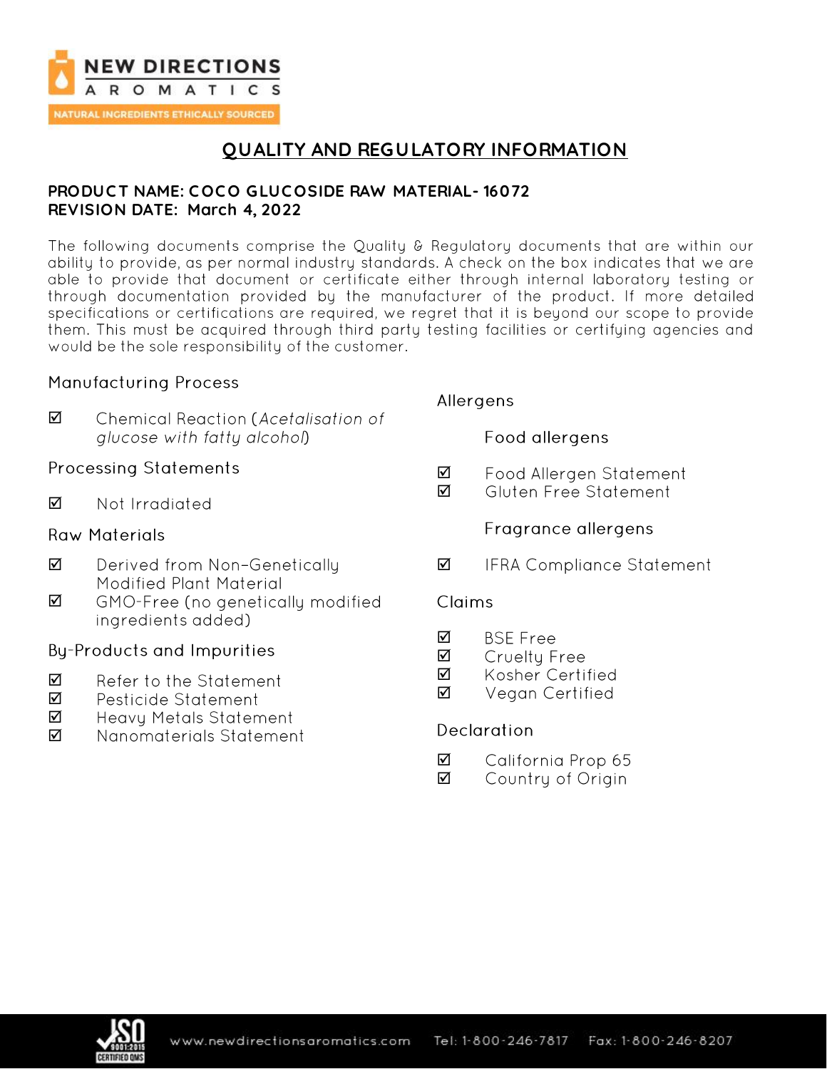NEW DIRECTIONS AROMATICS

NATURAL INGREDIENTS ETHICALLY SOURCED

# QUALITY AND REGULATORY INFORMATION

**PRODUCT NAME: COCO GLUCOSIDE RAW MATERIAL- 16072**
**REVISION DATE: March 4, 2022**

The following documents comprise the Quality & Regulatory documents that are within our ability to provide, as per normal industry standards. A check on the box indicates that we are able to provide that document or certificate either through internal laboratory testing or through documentation provided by the manufacturer of the product. If more detailed specifications or certifications are required, we regret that it is beyond our scope to provide them. This must be acquired through third party testing facilities or certifying agencies and would be the sole responsibility of the customer.

## Manufacturing Process

☑ Chemical Reaction (*Acetalisation of glucose with fatty alcohol*)

## Processing Statements

☑ Not Irradiated

## Raw Materials

☑ Derived from Non-Genetically Modified Plant Material
☑ GMO-Free (no genetically modified ingredients added)

## By-Products and Impurities

☑ Refer to the Statement
☑ Pesticide Statement
☑ Heavy Metals Statement
☑ Nanomaterials Statement

## Allergens

### Food allergens

☑ Food Allergen Statement
☑ Gluten Free Statement

### Fragrance allergens

☑ IFRA Compliance Statement

## Claims

☑ BSE Free
☑ Cruelty Free
☑ Kosher Certified
☑ Vegan Certified

## Declaration

☑ California Prop 65
☑ Country of Origin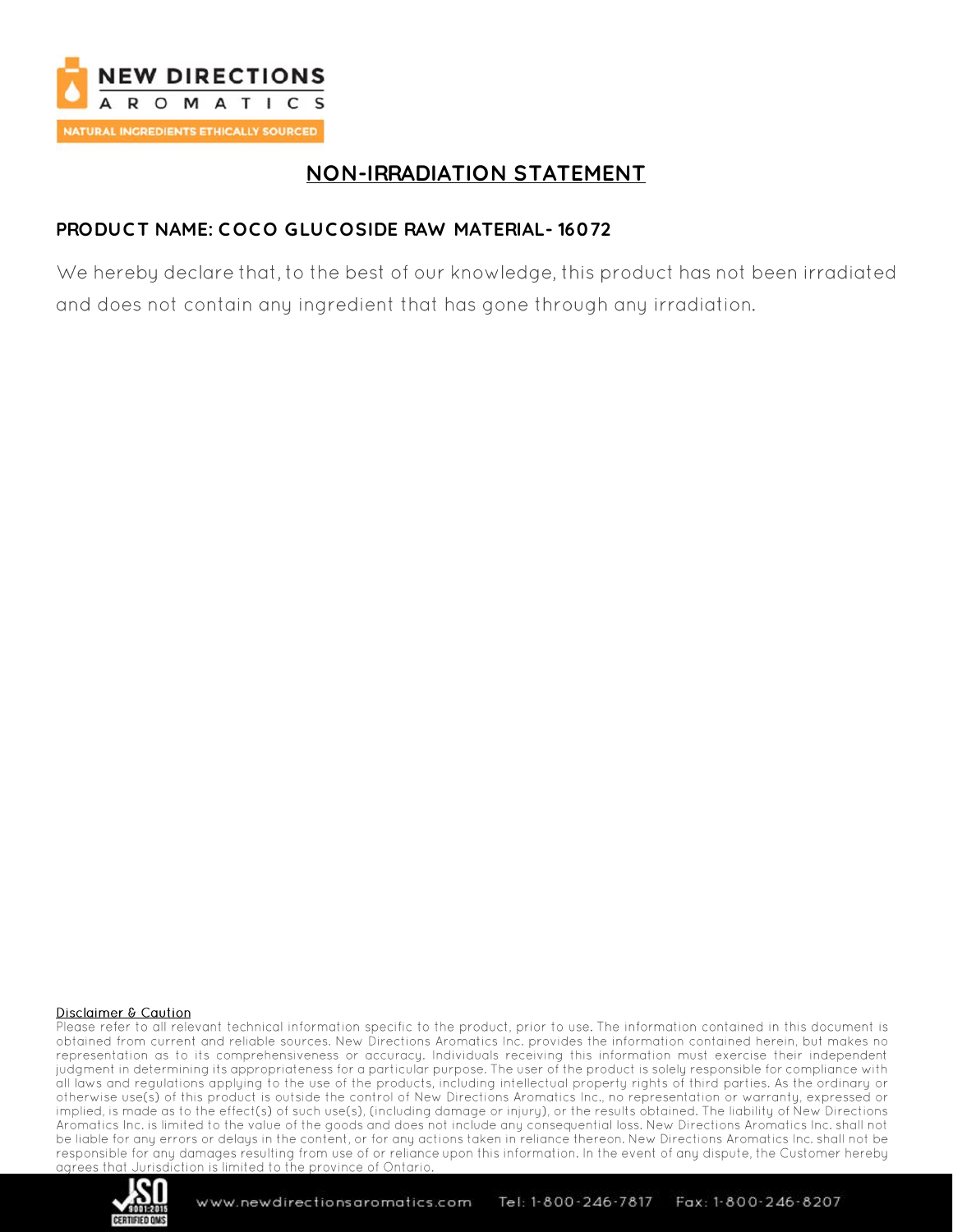# NON-IRRADIATION STATEMENT

## PRODUCT NAME: COCO GLUCOSIDE RAW MATERIAL- 16072

We hereby declare that, to the best of our knowledge, this product has not been irradiated and does not contain any ingredient that has gone through any irradiation.

Disclaimer & Caution

Please refer to all relevant technical information specific to the product, prior to use. The information contained in this document is obtained from current and reliable sources. New Directions Aromatics Inc. provides the information contained herein, but makes no representation as to its comprehensiveness or accuracy. Individuals receiving this information must exercise their independent judgment in determining its appropriateness for a particular purpose. The user of the product is solely responsible for compliance with all laws and regulations applying to the use of the products, including intellectual property rights of third parties. As the ordinary or otherwise use(s) of this product is outside the control of New Directions Aromatics Inc., no representation or warranty, expressed or implied, is made as to the effect(s) of such use(s), (including damage or injury), or the results obtained. The liability of New Directions Aromatics Inc. is limited to the value of the goods and does not include any consequential loss. New Directions Aromatics Inc. shall not be liable for any errors or delays in the content, or for any actions taken in reliance thereon. New Directions Aromatics Inc. shall not be responsible for any damages resulting from use of or reliance upon this information. In the event of any dispute, the Customer hereby agrees that Jurisdiction is limited to the province of Ontario.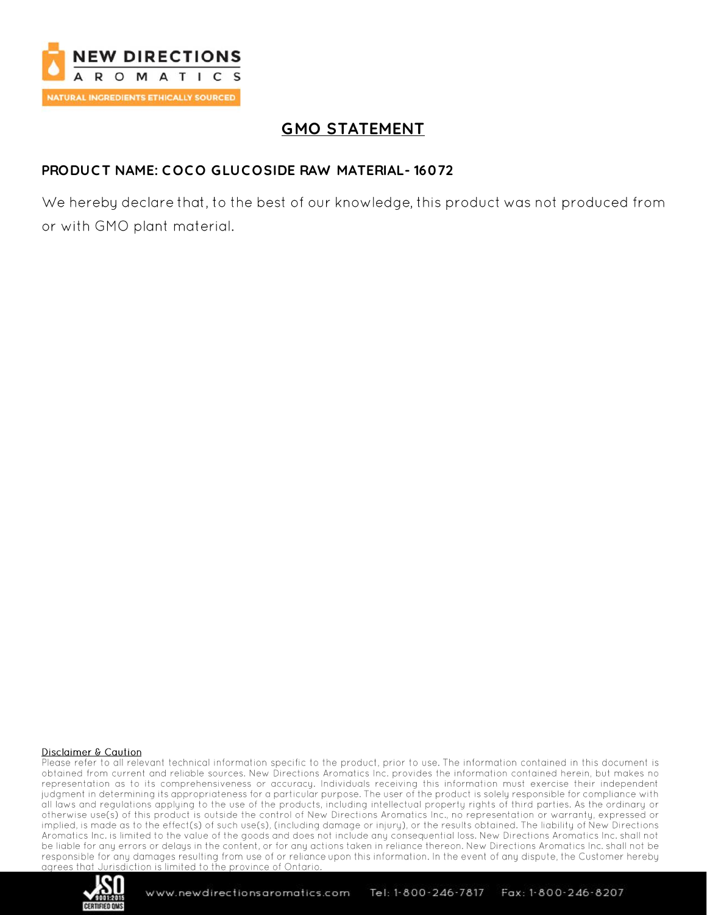# GMO STATEMENT

**PRODUCT NAME: COCO GLUCOSIDE RAW MATERIAL- 16072**

We hereby declare that, to the best of our knowledge, this product was not produced from or with GMO plant material.

**Disclaimer & Caution**

Please refer to all relevant technical information specific to the product, prior to use. The information contained in this document is obtained from current and reliable sources. New Directions Aromatics Inc. provides the information contained herein, but makes no representation as to its comprehensiveness or accuracy. Individuals receiving this information must exercise their independent judgment in determining its appropriateness for a particular purpose. The user of the product is solely responsible for compliance with all laws and regulations applying to the use of the products, including intellectual property rights of third parties. As the ordinary or otherwise use(s) of this product is outside the control of New Directions Aromatics Inc., no representation or warranty, expressed or implied, is made as to the effect(s) of such use(s), (including damage or injury), or the results obtained. The liability of New Directions Aromatics Inc. is limited to the value of the goods and does not include any consequential loss. New Directions Aromatics Inc. shall not be liable for any errors or delays in the content, or for any actions taken in reliance thereon. New Directions Aromatics Inc. shall not be responsible for any damages resulting from use of or reliance upon this information. In the event of any dispute, the Customer hereby agrees that Jurisdiction is limited to the province of Ontario.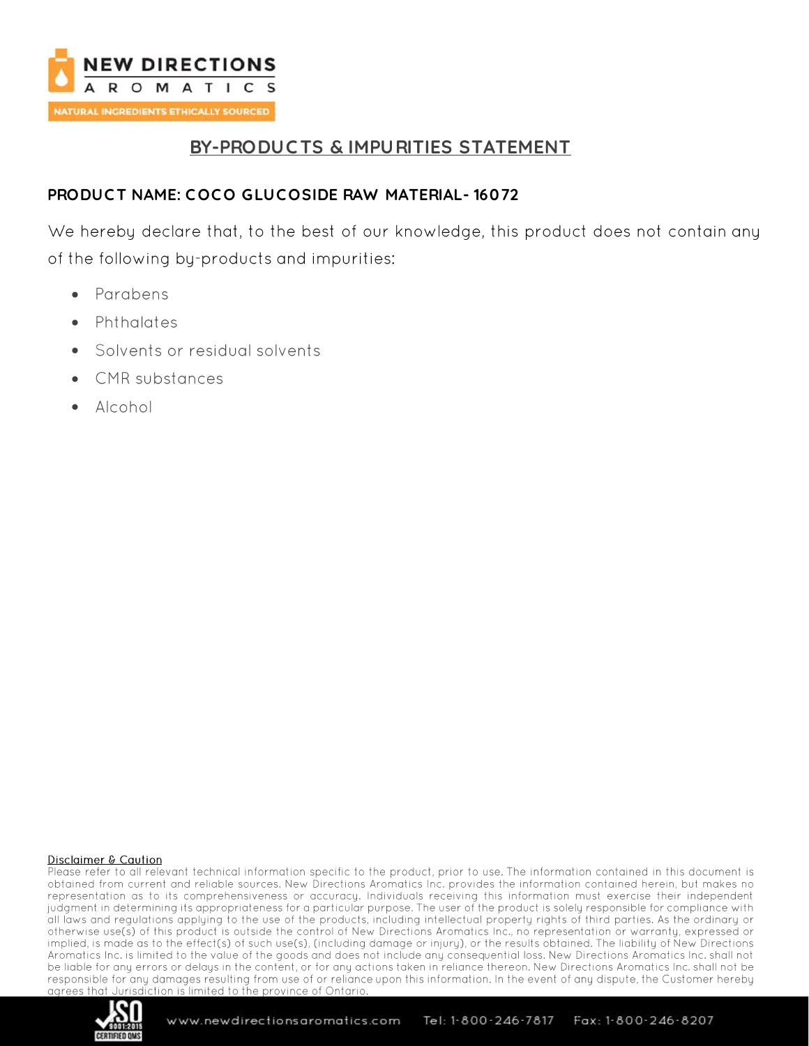# BY-PRODUCTS & IMPURITIES STATEMENT

**PRODUCT NAME: COCO GLUCOSIDE RAW MATERIAL- 16072**

We hereby declare that, to the best of our knowledge, this product does not contain any of the following by-products and impurities:

- Parabens
- Phthalates
- Solvents or residual solvents
- CMR substances
- Alcohol

Disclaimer & Caution

Please refer to all relevant technical information specific to the product, prior to use. The information contained in this document is obtained from current and reliable sources. New Directions Aromatics Inc. provides the information contained herein, but makes no representation as to its comprehensiveness or accuracy. Individuals receiving this information must exercise their independent judgment in determining its appropriateness for a particular purpose. The user of the product is solely responsible for compliance with all laws and regulations applying to the use of the products, including intellectual property rights of third parties. As the ordinary or otherwise use(s) of this product is outside the control of New Directions Aromatics Inc., no representation or warranty, expressed or implied, is made as to the effect(s) of such use(s), (including damage or injury), or the results obtained. The liability of New Directions Aromatics Inc. is limited to the value of the goods and does not include any consequential loss. New Directions Aromatics Inc. shall not be liable for any errors or delays in the content, or for any actions taken in reliance thereon. New Directions Aromatics Inc. shall not be responsible for any damages resulting from use of or reliance upon this information. In the event of any dispute, the Customer hereby agrees that Jurisdiction is limited to the province of Ontario.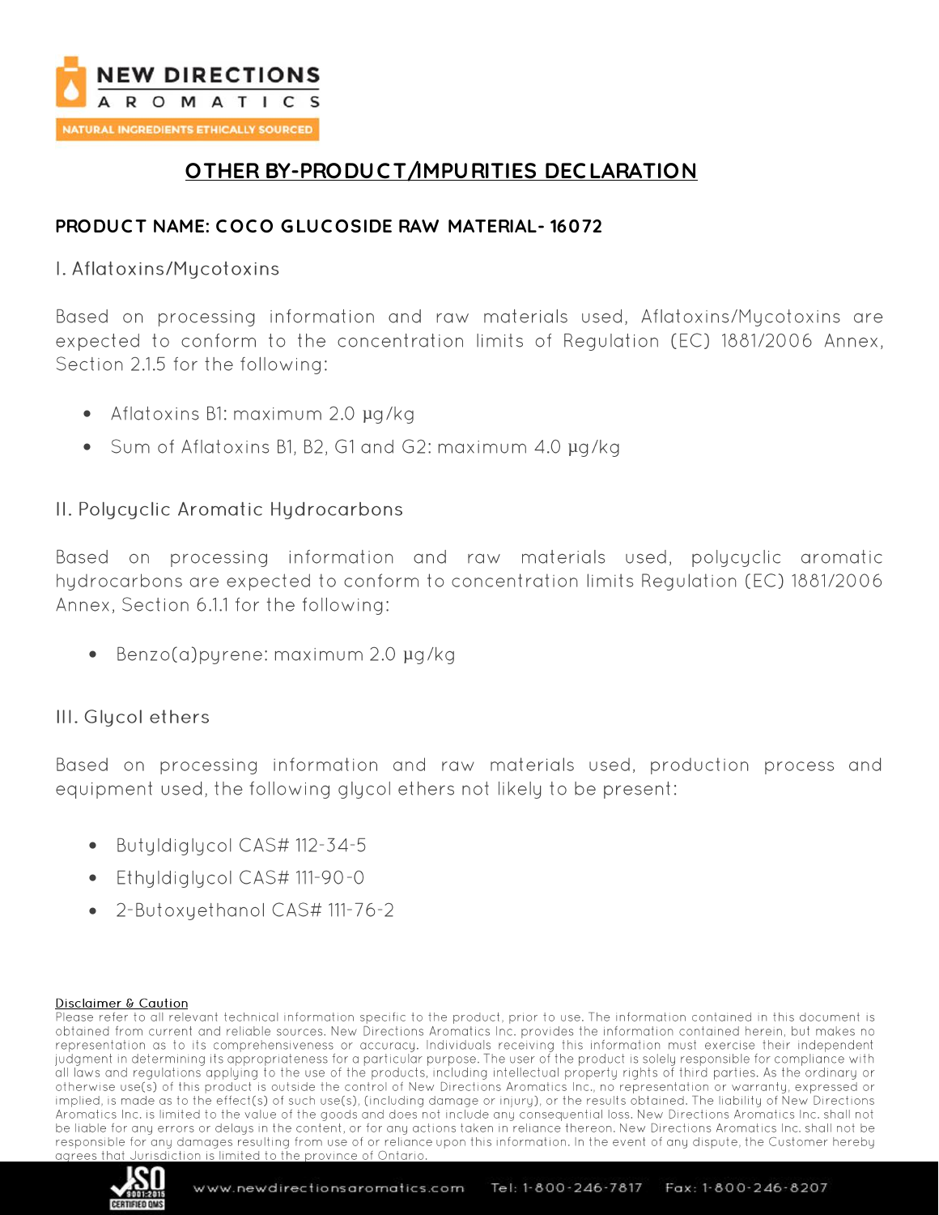# OTHER BY-PRODUCT/IMPURITIES DECLARATION

**PRODUCT NAME: COCO GLUCOSIDE RAW MATERIAL- 16072**

## I. Aflatoxins/Mycotoxins

Based on processing information and raw materials used, Aflatoxins/Mycotoxins are expected to conform to the concentration limits of Regulation (EC) 1881/2006 Annex, Section 2.1.5 for the following:

- Aflatoxins B1: maximum 2.0 µg/kg
- Sum of Aflatoxins B1, B2, G1 and G2: maximum 4.0 µg/kg

## II. Polycyclic Aromatic Hydrocarbons

Based on processing information and raw materials used, polycyclic aromatic hydrocarbons are expected to conform to concentration limits Regulation (EC) 1881/2006 Annex, Section 6.1.1 for the following:

- Benzo(a)pyrene: maximum 2.0 µg/kg

## III. Glycol ethers

Based on processing information and raw materials used, production process and equipment used, the following glycol ethers not likely to be present:

- Butyldiglycol CAS# 112-34-5
- Ethyldiglycol CAS# 111-90-0
- 2-Butoxyethanol CAS# 111-76-2

Disclaimer & Caution

Please refer to all relevant technical information specific to the product, prior to use. The information contained in this document is obtained from current and reliable sources. New Directions Aromatics Inc. provides the information contained herein, but makes no representation as to its comprehensiveness or accuracy. Individuals receiving this information must exercise their independent judgment in determining its appropriateness for a particular purpose. The user of the product is solely responsible for compliance with all laws and regulations applying to the use of the products, including intellectual property rights of third parties. As the ordinary or otherwise use(s) of this product is outside the control of New Directions Aromatics Inc., no representation or warranty, expressed or implied, is made as to the effect(s) of such use(s), (including damage or injury), or the results obtained. The liability of New Directions Aromatics Inc. is limited to the value of the goods and does not include any consequential loss. New Directions Aromatics Inc. shall not be liable for any errors or delays in the content, or for any actions taken in reliance thereon. New Directions Aromatics Inc. shall not be responsible for any damages resulting from use of or reliance upon this information. In the event of any dispute, the Customer hereby agrees that Jurisdiction is limited to the province of Ontario.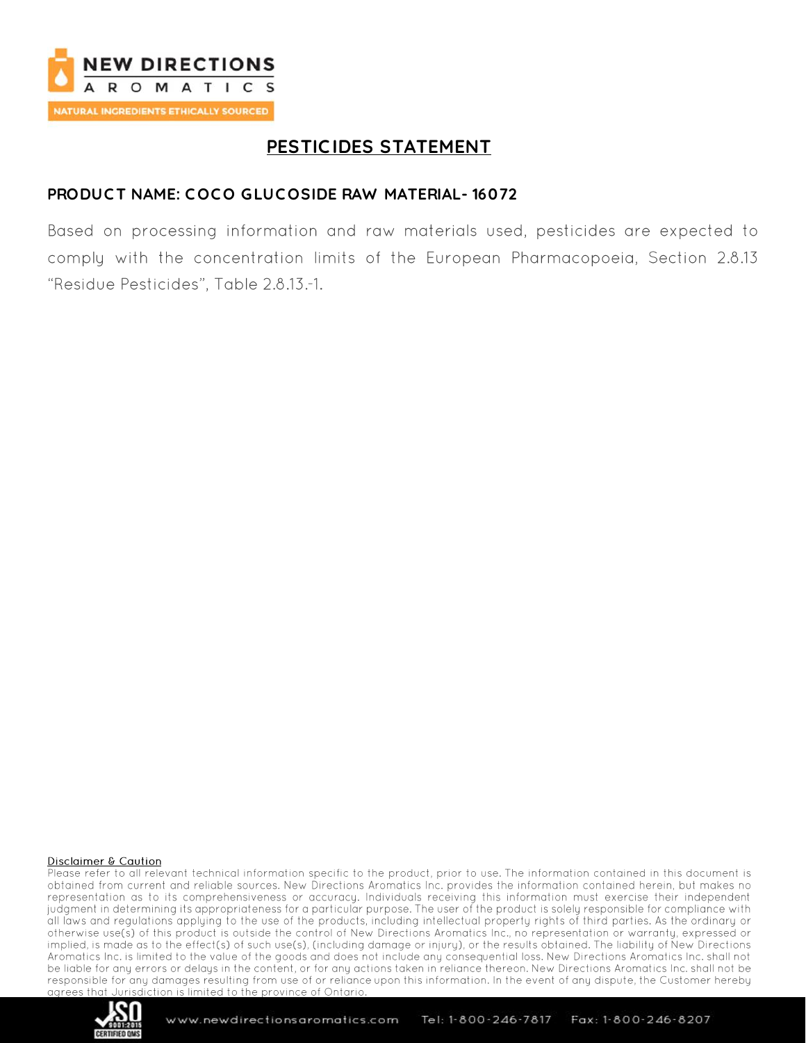# PESTICIDES STATEMENT

**PRODUCT NAME: COCO GLUCOSIDE RAW MATERIAL- 16072**

Based on processing information and raw materials used, pesticides are expected to comply with the concentration limits of the European Pharmacopoeia, Section 2.8.13 “Residue Pesticides”, Table 2.8.13.-1.

Disclaimer & Caution

Please refer to all relevant technical information specific to the product, prior to use. The information contained in this document is obtained from current and reliable sources. New Directions Aromatics Inc. provides the information contained herein, but makes no representation as to its comprehensiveness or accuracy. Individuals receiving this information must exercise their independent judgment in determining its appropriateness for a particular purpose. The user of the product is solely responsible for compliance with all laws and regulations applying to the use of the products, including intellectual property rights of third parties. As the ordinary or otherwise use(s) of this product is outside the control of New Directions Aromatics Inc., no representation or warranty, expressed or implied, is made as to the effect(s) of such use(s), (including damage or injury), or the results obtained. The liability of New Directions Aromatics Inc. is limited to the value of the goods and does not include any consequential loss. New Directions Aromatics Inc. shall not be liable for any errors or delays in the content, or for any actions taken in reliance thereon. New Directions Aromatics Inc. shall not be responsible for any damages resulting from use of or reliance upon this information. In the event of any dispute, the Customer hereby agrees that Jurisdiction is limited to the province of Ontario.

www.newdirectionsaromatics.com Tel: 1-800-246-7817 Fax: 1-800-246-8207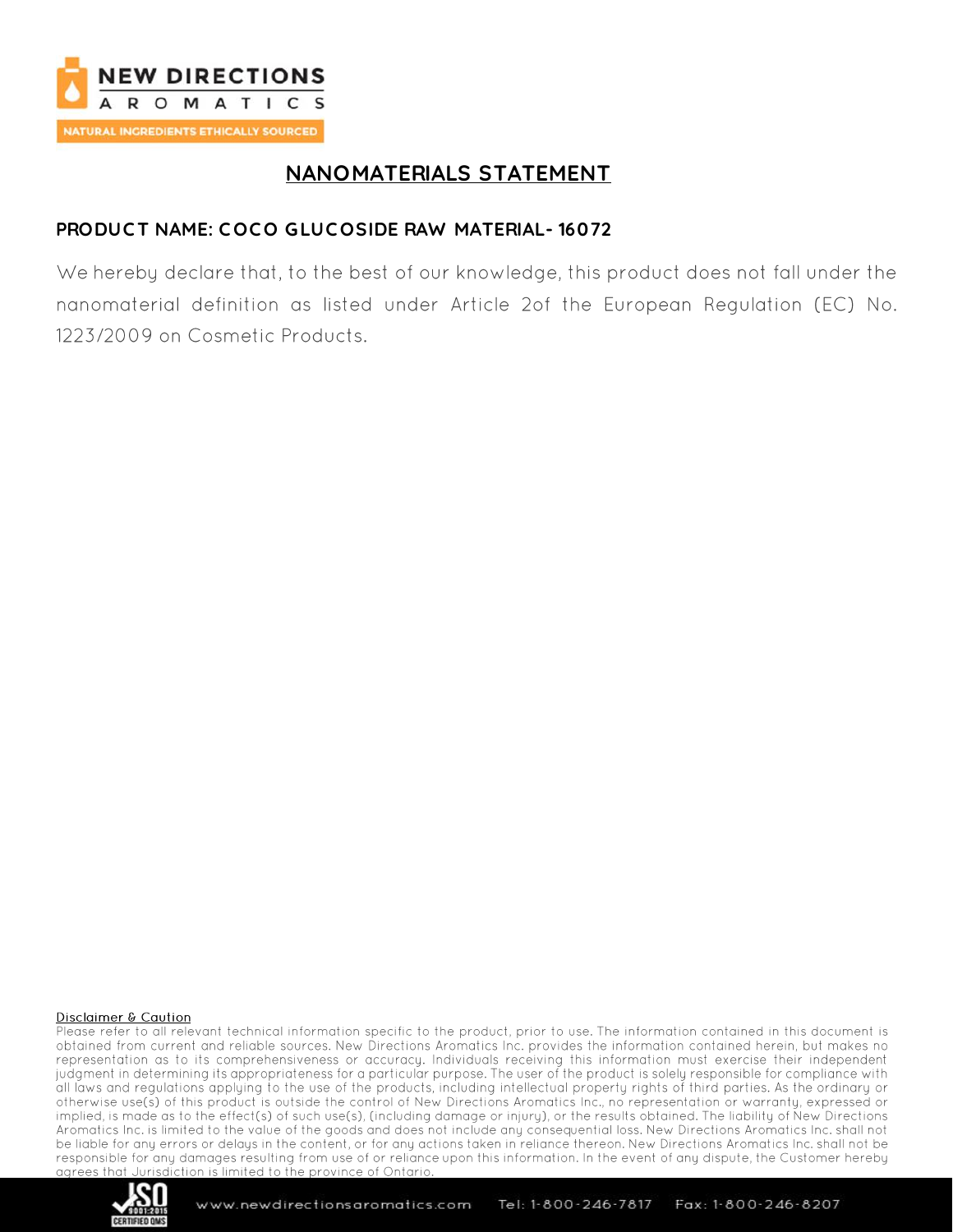# NANOMATERIALS STATEMENT

**PRODUCT NAME: COCO GLUCOSIDE RAW MATERIAL- 16072**

We hereby declare that, to the best of our knowledge, this product does not fall under the nanomaterial definition as listed under Article 2of the European Regulation (EC) No. 1223/2009 on Cosmetic Products.

Disclaimer & Caution

Please refer to all relevant technical information specific to the product, prior to use. The information contained in this document is obtained from current and reliable sources. New Directions Aromatics Inc. provides the information contained herein, but makes no representation as to its comprehensiveness or accuracy. Individuals receiving this information must exercise their independent judgment in determining its appropriateness for a particular purpose. The user of the product is solely responsible for compliance with all laws and regulations applying to the use of the products, including intellectual property rights of third parties. As the ordinary or otherwise use(s) of this product is outside the control of New Directions Aromatics Inc., no representation or warranty, expressed or implied, is made as to the effect(s) of such use(s), (including damage or injury), or the results obtained. The liability of New Directions Aromatics Inc. is limited to the value of the goods and does not include any consequential loss. New Directions Aromatics Inc. shall not be liable for any errors or delays in the content, or for any actions taken in reliance thereon. New Directions Aromatics Inc. shall not be responsible for any damages resulting from use of or reliance upon this information. In the event of any dispute, the Customer hereby agrees that Jurisdiction is limited to the province of Ontario.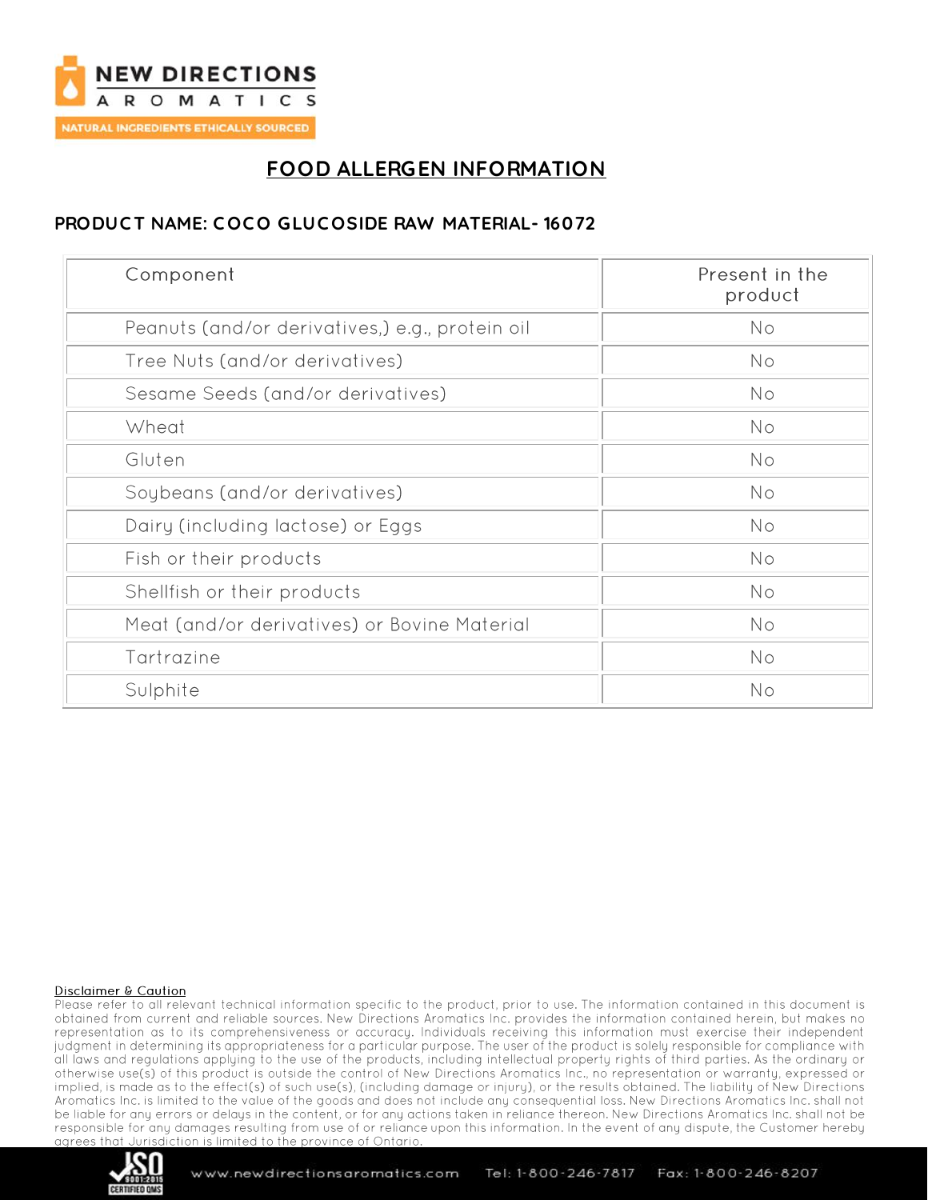NEW DIRECTIONS AROMATICS

NATURAL INGREDIENTS ETHICALLY SOURCED

# FOOD ALLERGEN INFORMATION

## PRODUCT NAME: COCO GLUCOSIDE RAW MATERIAL- 16072

| Component | Present in the product |
| --- | --- |
| Peanuts (and/or derivatives,) e.g., protein oil | No |
| Tree Nuts (and/or derivatives) | No |
| Sesame Seeds (and/or derivatives) | No |
| Wheat | No |
| Gluten | No |
| Soybeans (and/or derivatives) | No |
| Dairy (including lactose) or Eggs | No |
| Fish or their products | No |
| Shellfish or their products | No |
| Meat (and/or derivatives) or Bovine Material | No |
| Tartrazine | No |
| Sulphite | No |

Disclaimer & Caution

Please refer to all relevant technical information specific to the product, prior to use. The information contained in this document is obtained from current and reliable sources. New Directions Aromatics Inc. provides the information contained herein, but makes no representation as to its comprehensiveness or accuracy. Individuals receiving this information must exercise their independent judgment in determining its appropriateness for a particular purpose. The user of the product is solely responsible for compliance with all laws and regulations applying to the use of the products, including intellectual property rights of third parties. As the ordinary or otherwise use(s) of this product is outside the control of New Directions Aromatics Inc., no representation or warranty, expressed or implied, is made as to the effect(s) of such use(s), (including damage or injury), or the results obtained. The liability of New Directions Aromatics Inc. is limited to the value of the goods and does not include any consequential loss. New Directions Aromatics Inc. shall not be liable for any errors or delays in the content, or for any actions taken in reliance thereon. New Directions Aromatics Inc. shall not be responsible for any damages resulting from use of or reliance upon this information. In the event of any dispute, the Customer hereby agrees that Jurisdiction is limited to the province of Ontario.

www.newdirectionsaromatics.com Tel: 1-800-246-7817 Fax: 1-800-246-8207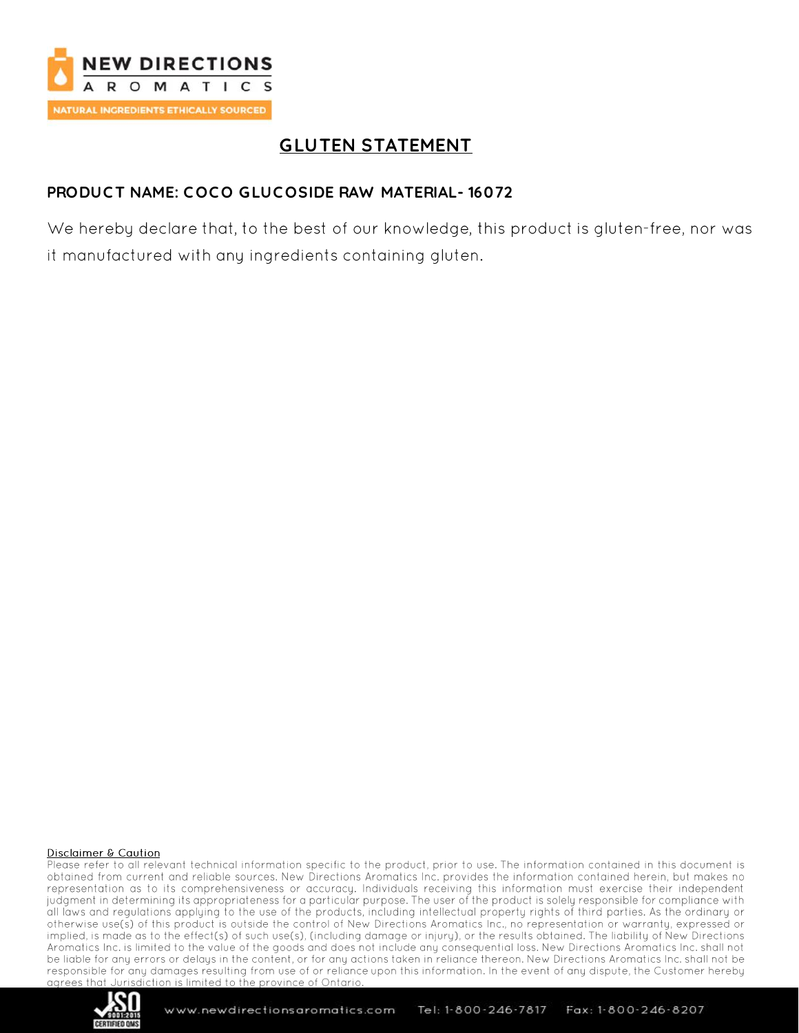# GLUTEN STATEMENT

**PRODUCT NAME: COCO GLUCOSIDE RAW MATERIAL- 16072**

We hereby declare that, to the best of our knowledge, this product is gluten-free, nor was it manufactured with any ingredients containing gluten.

Disclaimer & Caution

Please refer to all relevant technical information specific to the product, prior to use. The information contained in this document is obtained from current and reliable sources. New Directions Aromatics Inc. provides the information contained herein, but makes no representation as to its comprehensiveness or accuracy. Individuals receiving this information must exercise their independent judgment in determining its appropriateness for a particular purpose. The user of the product is solely responsible for compliance with all laws and regulations applying to the use of the products, including intellectual property rights of third parties. As the ordinary or otherwise use(s) of this product is outside the control of New Directions Aromatics Inc., no representation or warranty, expressed or implied, is made as to the effect(s) of such use(s), (including damage or injury), or the results obtained. The liability of New Directions Aromatics Inc. is limited to the value of the goods and does not include any consequential loss. New Directions Aromatics Inc. shall not be liable for any errors or delays in the content, or for any actions taken in reliance thereon. New Directions Aromatics Inc. shall not be responsible for any damages resulting from use of or reliance upon this information. In the event of any dispute, the Customer hereby agrees that Jurisdiction is limited to the province of Ontario.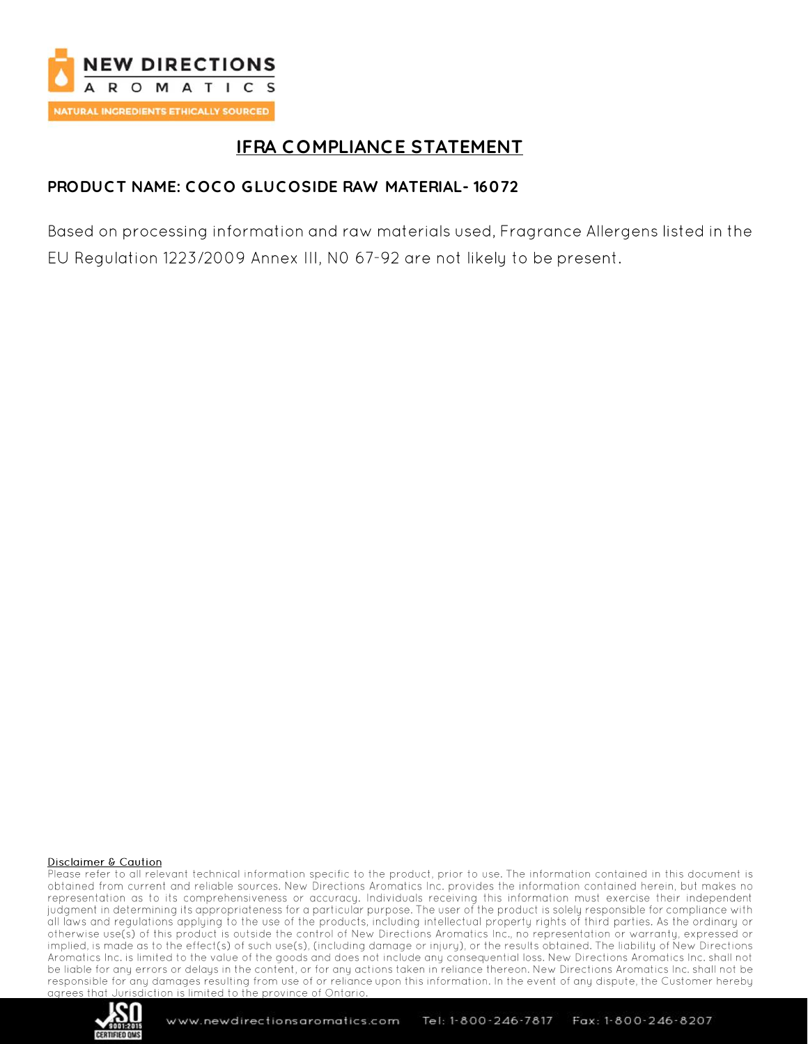NEW DIRECTIONS
AROMATICS
NATURAL INGREDIENTS ETHICALLY SOURCED

# IFRA COMPLIANCE STATEMENT

**PRODUCT NAME: COCO GLUCOSIDE RAW MATERIAL- 16072**

Based on processing information and raw materials used, Fragrance Allergens listed in the EU Regulation 1223/2009 Annex III, N0 67-92 are not likely to be present.

Disclaimer & Caution

Please refer to all relevant technical information specific to the product, prior to use. The information contained in this document is obtained from current and reliable sources. New Directions Aromatics Inc. provides the information contained herein, but makes no representation as to its comprehensiveness or accuracy. Individuals receiving this information must exercise their independent judgment in determining its appropriateness for a particular purpose. The user of the product is solely responsible for compliance with all laws and regulations applying to the use of the products, including intellectual property rights of third parties. As the ordinary or otherwise use(s) of this product is outside the control of New Directions Aromatics Inc., no representation or warranty, expressed or implied, is made as to the effect(s) of such use(s), (including damage or injury), or the results obtained. The liability of New Directions Aromatics Inc. is limited to the value of the goods and does not include any consequential loss. New Directions Aromatics Inc. shall not be liable for any errors or delays in the content, or for any actions taken in reliance thereon. New Directions Aromatics Inc. shall not be responsible for any damages resulting from use of or reliance upon this information. In the event of any dispute, the Customer hereby agrees that Jurisdiction is limited to the province of Ontario.

www.newdirectionsaromatics.com Tel: 1-800-246-7817 Fax: 1-800-246-8207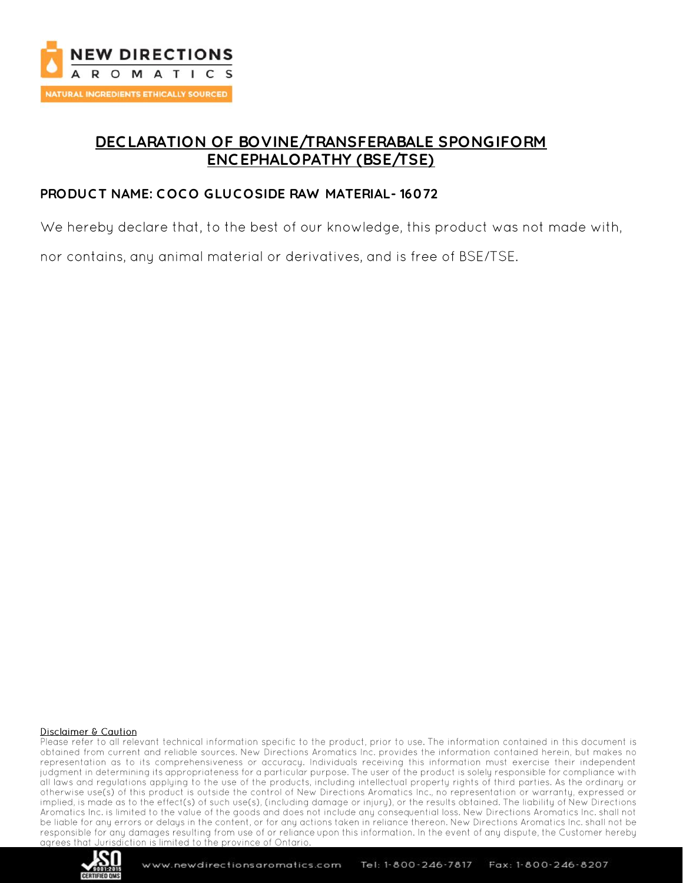# DECLARATION OF BOVINE/TRANSFERABALE SPONGIFORM ENCEPHALOPATHY (BSE/TSE)

**PRODUCT NAME: COCO GLUCOSIDE RAW MATERIAL- 16072**

We hereby declare that, to the best of our knowledge, this product was not made with, nor contains, any animal material or derivatives, and is free of BSE/TSE.

Disclaimer & Caution

Please refer to all relevant technical information specific to the product, prior to use. The information contained in this document is obtained from current and reliable sources. New Directions Aromatics Inc. provides the information contained herein, but makes no representation as to its comprehensiveness or accuracy. Individuals receiving this information must exercise their independent judgment in determining its appropriateness for a particular purpose. The user of the product is solely responsible for compliance with all laws and regulations applying to the use of the products, including intellectual property rights of third parties. As the ordinary or otherwise use(s) of this product is outside the control of New Directions Aromatics Inc., no representation or warranty, expressed or implied, is made as to the effect(s) of such use(s), (including damage or injury), or the results obtained. The liability of New Directions Aromatics Inc. is limited to the value of the goods and does not include any consequential loss. New Directions Aromatics Inc. shall not be liable for any errors or delays in the content, or for any actions taken in reliance thereon. New Directions Aromatics Inc. shall not be responsible for any damages resulting from use of or reliance upon this information. In the event of any dispute, the Customer hereby agrees that Jurisdiction is limited to the province of Ontario.

www.newdirectionsaromatics.com Tel: 1-800-246-7817 Fax: 1-800-246-8207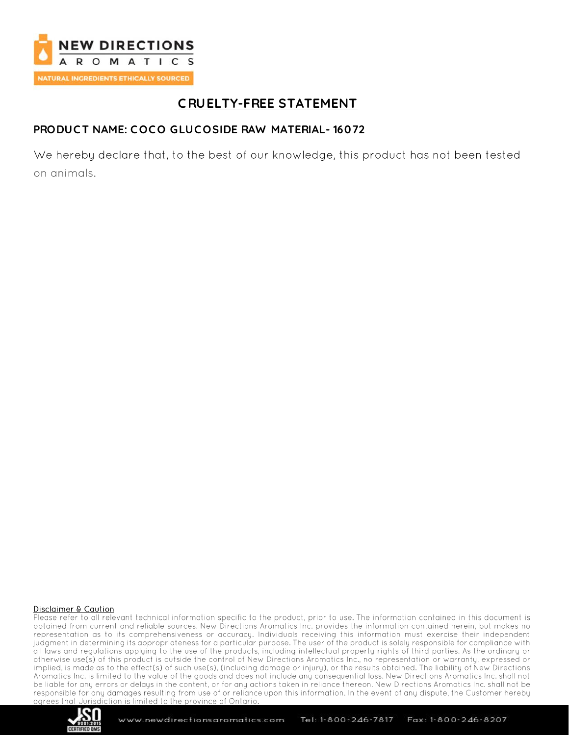# CRUELTY-FREE STATEMENT

**PRODUCT NAME: COCO GLUCOSIDE RAW MATERIAL- 16072**

We hereby declare that, to the best of our knowledge, this product has not been tested on animals.

Disclaimer & Caution

Please refer to all relevant technical information specific to the product, prior to use. The information contained in this document is obtained from current and reliable sources. New Directions Aromatics Inc. provides the information contained herein, but makes no representation as to its comprehensiveness or accuracy. Individuals receiving this information must exercise their independent judgment in determining its appropriateness for a particular purpose. The user of the product is solely responsible for compliance with all laws and regulations applying to the use of the products, including intellectual property rights of third parties. As the ordinary or otherwise use(s) of this product is outside the control of New Directions Aromatics Inc., no representation or warranty, expressed or implied, is made as to the effect(s) of such use(s), (including damage or injury), or the results obtained. The liability of New Directions Aromatics Inc. is limited to the value of the goods and does not include any consequential loss. New Directions Aromatics Inc. shall not be liable for any errors or delays in the content, or for any actions taken in reliance thereon. New Directions Aromatics Inc. shall not be responsible for any damages resulting from use of or reliance upon this information. In the event of any dispute, the Customer hereby agrees that Jurisdiction is limited to the province of Ontario.

www.newdirectionsaromatics.com Tel: 1-800-246-7817 Fax: 1-800-246-8207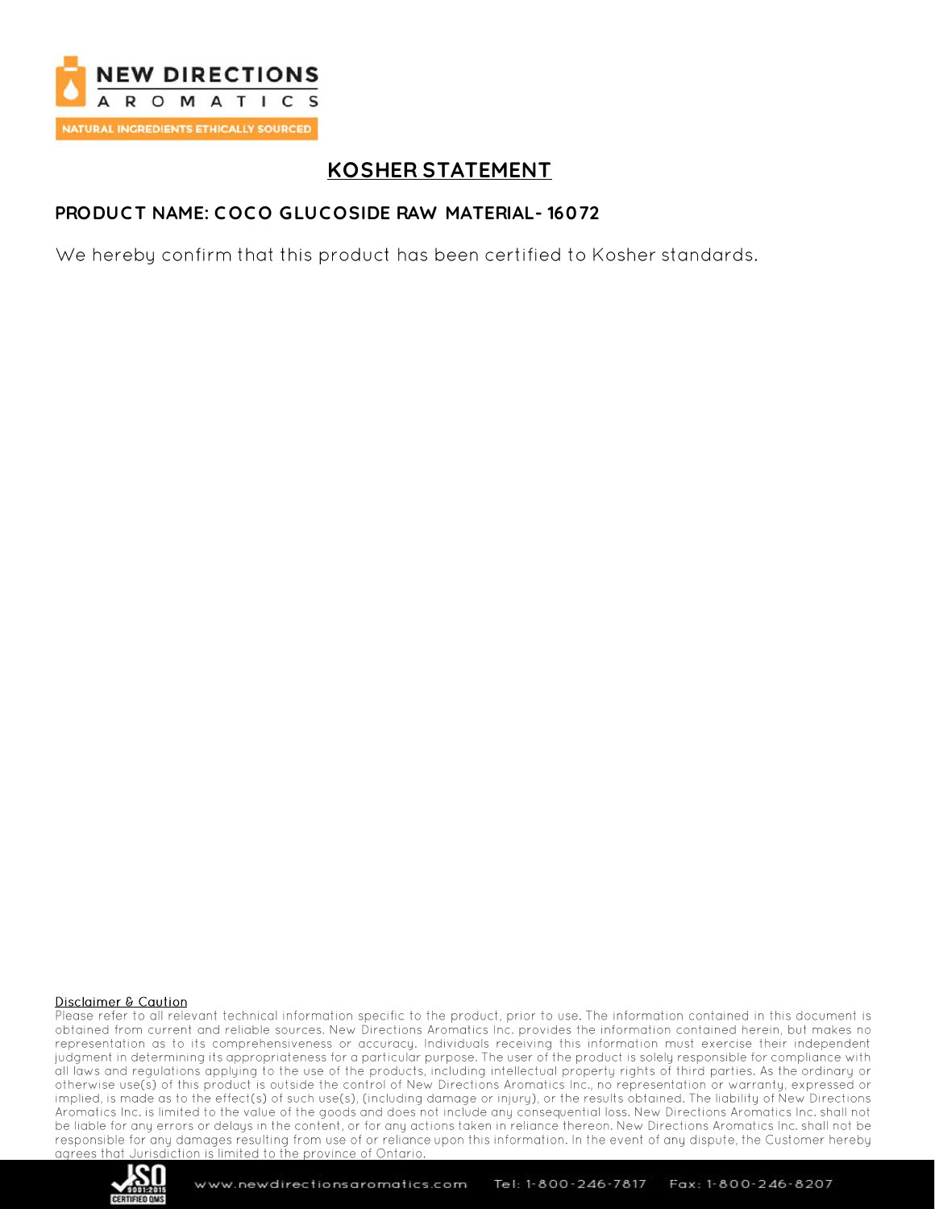# KOSHER STATEMENT

**PRODUCT NAME: COCO GLUCOSIDE RAW MATERIAL- 16072**

We hereby confirm that this product has been certified to Kosher standards.

Disclaimer & Caution

Please refer to all relevant technical information specific to the product, prior to use. The information contained in this document is obtained from current and reliable sources. New Directions Aromatics Inc. provides the information contained herein, but makes no representation as to its comprehensiveness or accuracy. Individuals receiving this information must exercise their independent judgment in determining its appropriateness for a particular purpose. The user of the product is solely responsible for compliance with all laws and regulations applying to the use of the products, including intellectual property rights of third parties. As the ordinary or otherwise use(s) of this product is outside the control of New Directions Aromatics Inc., no representation or warranty, expressed or implied, is made as to the effect(s) of such use(s), (including damage or injury), or the results obtained. The liability of New Directions Aromatics Inc. is limited to the value of the goods and does not include any consequential loss. New Directions Aromatics Inc. shall not be liable for any errors or delays in the content, or for any actions taken in reliance thereon. New Directions Aromatics Inc. shall not be responsible for any damages resulting from use of or reliance upon this information. In the event of any dispute, the Customer hereby agrees that Jurisdiction is limited to the province of Ontario.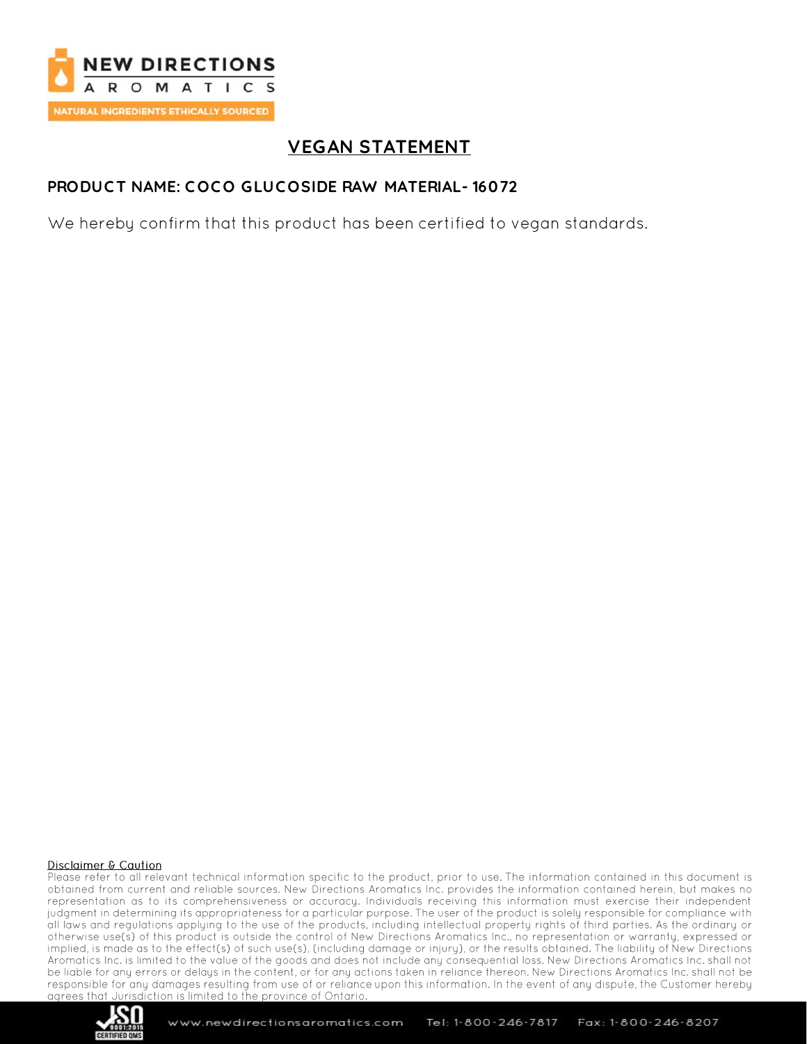# VEGAN STATEMENT

**PRODUCT NAME: COCO GLUCOSIDE RAW MATERIAL- 16072**

We hereby confirm that this product has been certified to vegan standards.

Disclaimer & Caution

Please refer to all relevant technical information specific to the product, prior to use. The information contained in this document is obtained from current and reliable sources. New Directions Aromatics Inc. provides the information contained herein, but makes no representation as to its comprehensiveness or accuracy. Individuals receiving this information must exercise their independent judgment in determining its appropriateness for a particular purpose. The user of the product is solely responsible for compliance with all laws and regulations applying to the use of the products, including intellectual property rights of third parties. As the ordinary or otherwise use(s) of this product is outside the control of New Directions Aromatics Inc., no representation or warranty, expressed or implied, is made as to the effect(s) of such use(s), (including damage or injury), or the results obtained. The liability of New Directions Aromatics Inc. is limited to the value of the goods and does not include any consequential loss. New Directions Aromatics Inc. shall not be liable for any errors or delays in the content, or for any actions taken in reliance thereon. New Directions Aromatics Inc. shall not be responsible for any damages resulting from use of or reliance upon this information. In the event of any dispute, the Customer hereby agrees that Jurisdiction is limited to the province of Ontario.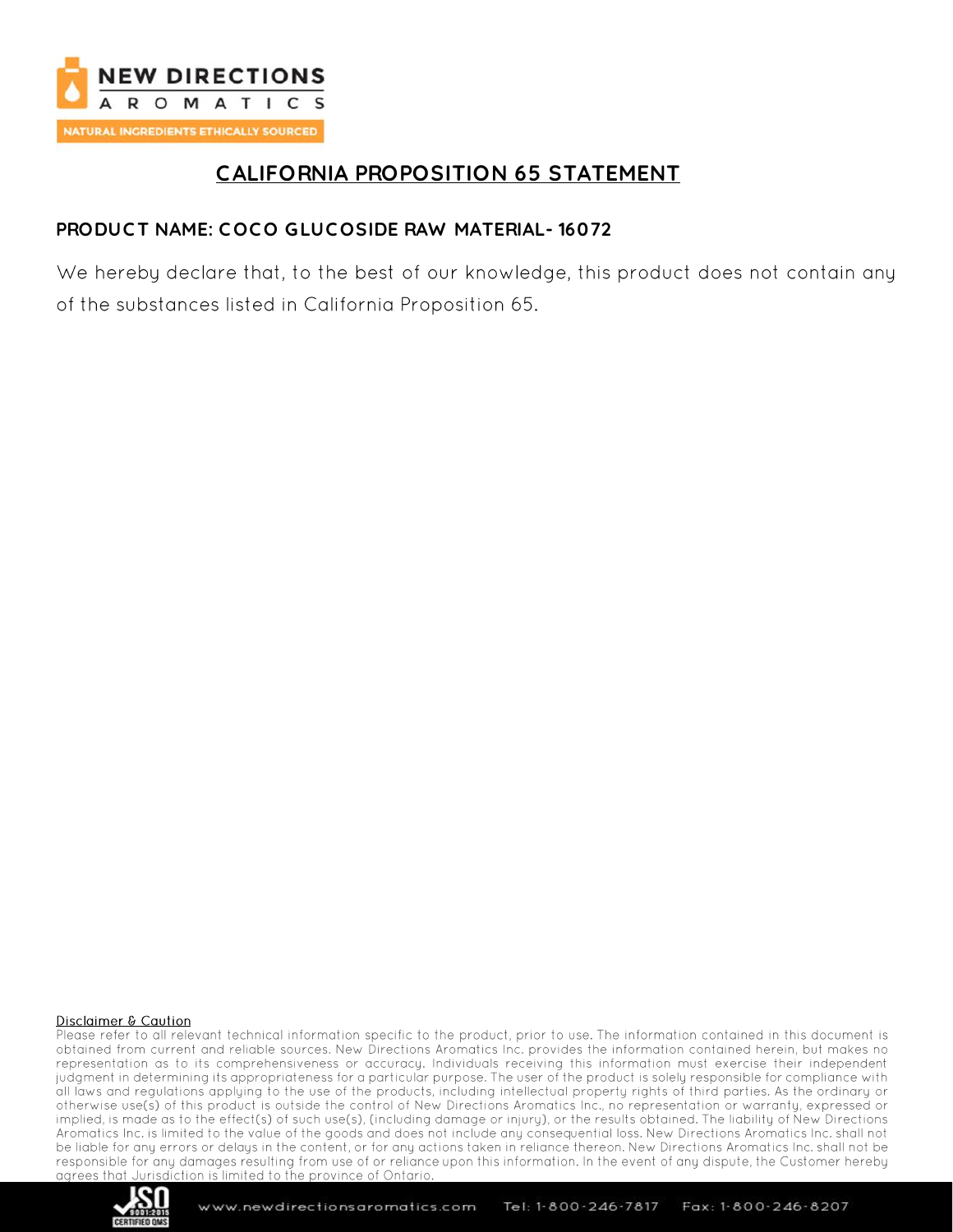# CALIFORNIA PROPOSITION 65 STATEMENT

**PRODUCT NAME: COCO GLUCOSIDE RAW MATERIAL- 16072**

We hereby declare that, to the best of our knowledge, this product does not contain any of the substances listed in California Proposition 65.

Disclaimer & Caution

Please refer to all relevant technical information specific to the product, prior to use. The information contained in this document is obtained from current and reliable sources. New Directions Aromatics Inc. provides the information contained herein, but makes no representation as to its comprehensiveness or accuracy. Individuals receiving this information must exercise their independent judgment in determining its appropriateness for a particular purpose. The user of the product is solely responsible for compliance with all laws and regulations applying to the use of the products, including intellectual property rights of third parties. As the ordinary or otherwise use(s) of this product is outside the control of New Directions Aromatics Inc., no representation or warranty, expressed or implied, is made as to the effect(s) of such use(s), (including damage or injury), or the results obtained. The liability of New Directions Aromatics Inc. is limited to the value of the goods and does not include any consequential loss. New Directions Aromatics Inc. shall not be liable for any errors or delays in the content, or for any actions taken in reliance thereon. New Directions Aromatics Inc. shall not be responsible for any damages resulting from use of or reliance upon this information. In the event of any dispute, the Customer hereby agrees that Jurisdiction is limited to the province of Ontario.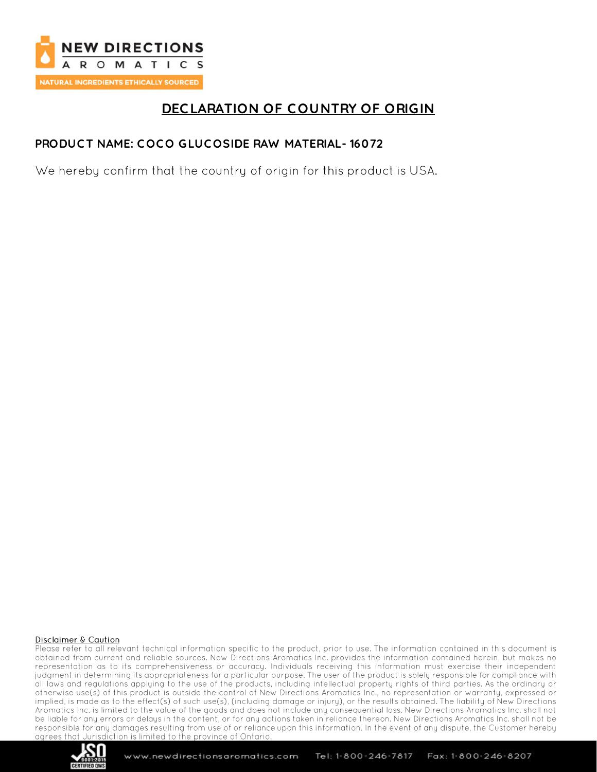## DECLARATION OF COUNTRY OF ORIGIN

**PRODUCT NAME: COCO GLUCOSIDE RAW MATERIAL- 16072**

We hereby confirm that the country of origin for this product is USA.

Disclaimer & Caution

Please refer to all relevant technical information specific to the product, prior to use. The information contained in this document is obtained from current and reliable sources. New Directions Aromatics Inc. provides the information contained herein, but makes no representation as to its comprehensiveness or accuracy. Individuals receiving this information must exercise their independent judgment in determining its appropriateness for a particular purpose. The user of the product is solely responsible for compliance with all laws and regulations applying to the use of the products, including intellectual property rights of third parties. As the ordinary or otherwise use(s) of this product is outside the control of New Directions Aromatics Inc., no representation or warranty, expressed or implied, is made as to the effect(s) of such use(s), (including damage or injury), or the results obtained. The liability of New Directions Aromatics Inc. is limited to the value of the goods and does not include any consequential loss. New Directions Aromatics Inc. shall not be liable for any errors or delays in the content, or for any actions taken in reliance thereon. New Directions Aromatics Inc. shall not be responsible for any damages resulting from use of or reliance upon this information. In the event of any dispute, the Customer hereby agrees that Jurisdiction is limited to the province of Ontario.